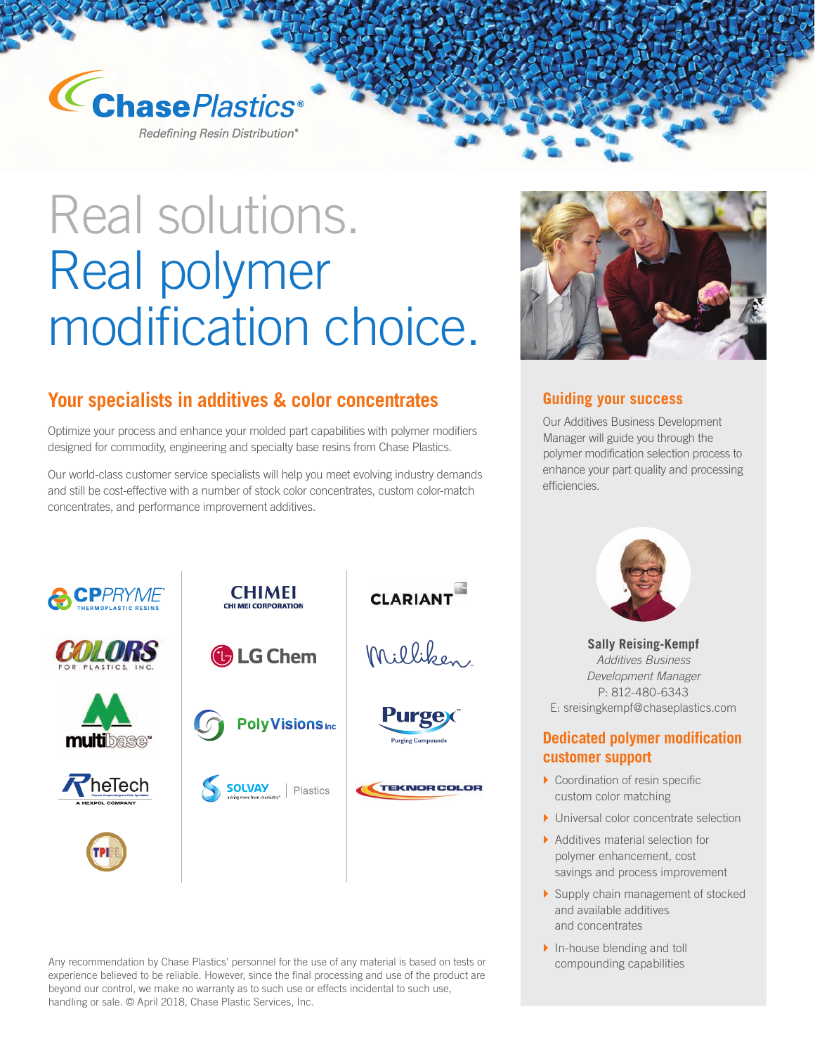Chase Plastics®

*Redefining Resin Distribution®*

# Real solutions. Real polymer modification choice.

## Your specialists in additives & color concentrates

Optimize your process and enhance your molded part capabilities with polymer modifiers designed for commodity, engineering and specialty base resins from Chase Plastics.

Our world-class customer service specialists will help you meet evolving industry demands and still be cost-effective with a number of stock color concentrates, custom color-match concentrates, and performance improvement additives.

CPPRYME Thermoplastic Resins | CHIMEI Chi Mei Corporation | CLARIANT | Colors for Plastics, Inc. | LG Chem | Milliken | multibase | PolyVisions Inc | Purgex Purging Compounds | RheTech A Hexpol Company | SOLVAY Plastics | TEKNOR COLOR | TPIPL

Any recommendation by Chase Plastics' personnel for the use of any material is based on tests or experience believed to be reliable. However, since the final processing and use of the product are beyond our control, we make no warranty as to such use or effects incidental to such use, handling or sale. © April 2018, Chase Plastic Services, Inc.

## Guiding your success

Our Additives Business Development Manager will guide you through the polymer modification selection process to enhance your part quality and processing efficiencies.

**Sally Reising-Kempf**
*Additives Business Development Manager*
P: 812-480-6343
E: sreisingkempf@chaseplastics.com

## Dedicated polymer modification customer support

- Coordination of resin specific custom color matching
- Universal color concentrate selection
- Additives material selection for polymer enhancement, cost savings and process improvement
- Supply chain management of stocked and available additives and concentrates
- In-house blending and toll compounding capabilities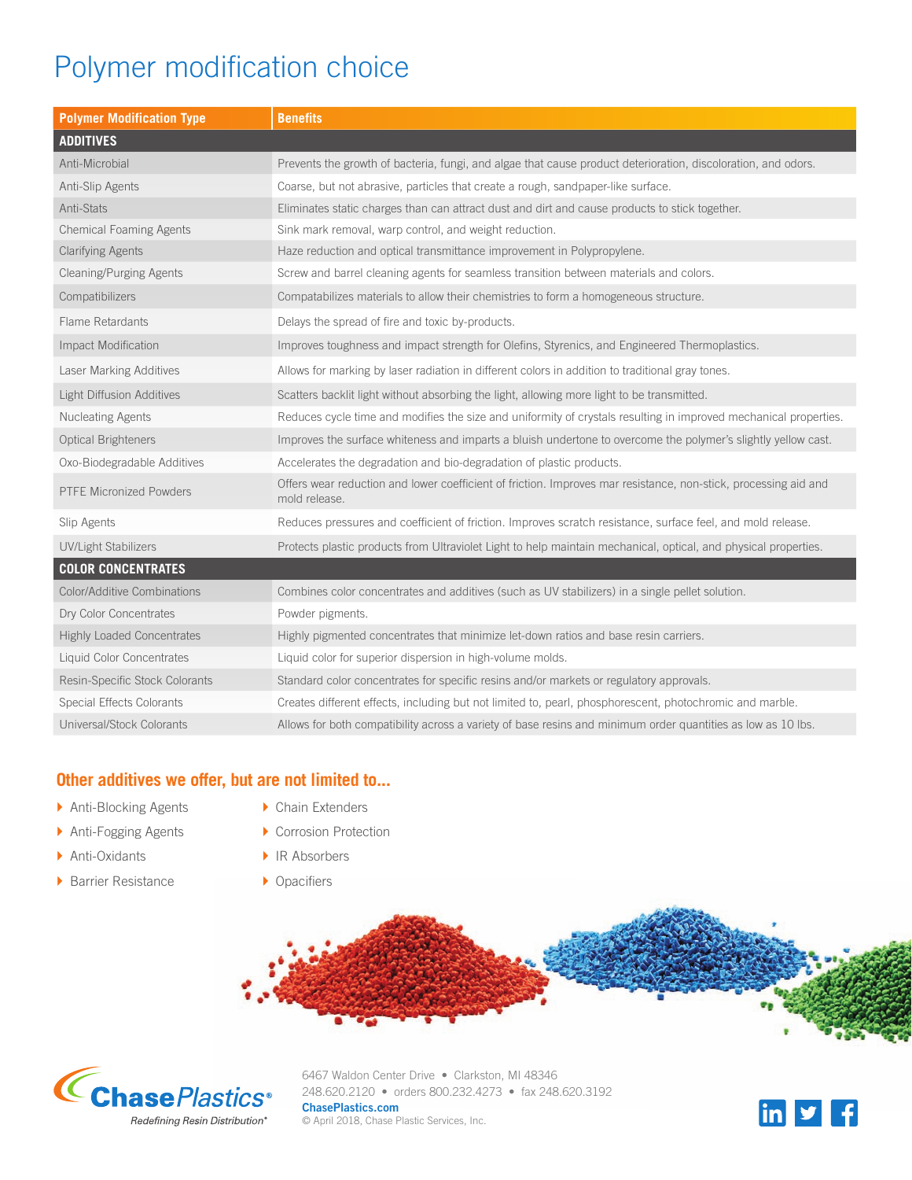# Polymer modification choice

| Polymer Modification Type | Benefits |
|---|---|
| **ADDITIVES** | |
| Anti-Microbial | Prevents the growth of bacteria, fungi, and algae that cause product deterioration, discoloration, and odors. |
| Anti-Slip Agents | Coarse, but not abrasive, particles that create a rough, sandpaper-like surface. |
| Anti-Stats | Eliminates static charges than can attract dust and dirt and cause products to stick together. |
| Chemical Foaming Agents | Sink mark removal, warp control, and weight reduction. |
| Clarifying Agents | Haze reduction and optical transmittance improvement in Polypropylene. |
| Cleaning/Purging Agents | Screw and barrel cleaning agents for seamless transition between materials and colors. |
| Compatibilizers | Compatabilizes materials to allow their chemistries to form a homogeneous structure. |
| Flame Retardants | Delays the spread of fire and toxic by-products. |
| Impact Modification | Improves toughness and impact strength for Olefins, Styrenics, and Engineered Thermoplastics. |
| Laser Marking Additives | Allows for marking by laser radiation in different colors in addition to traditional gray tones. |
| Light Diffusion Additives | Scatters backlit light without absorbing the light, allowing more light to be transmitted. |
| Nucleating Agents | Reduces cycle time and modifies the size and uniformity of crystals resulting in improved mechanical properties. |
| Optical Brighteners | Improves the surface whiteness and imparts a bluish undertone to overcome the polymer's slightly yellow cast. |
| Oxo-Biodegradable Additives | Accelerates the degradation and bio-degradation of plastic products. |
| PTFE Micronized Powders | Offers wear reduction and lower coefficient of friction. Improves mar resistance, non-stick, processing aid and mold release. |
| Slip Agents | Reduces pressures and coefficient of friction. Improves scratch resistance, surface feel, and mold release. |
| UV/Light Stabilizers | Protects plastic products from Ultraviolet Light to help maintain mechanical, optical, and physical properties. |
| **COLOR CONCENTRATES** | |
| Color/Additive Combinations | Combines color concentrates and additives (such as UV stabilizers) in a single pellet solution. |
| Dry Color Concentrates | Powder pigments. |
| Highly Loaded Concentrates | Highly pigmented concentrates that minimize let-down ratios and base resin carriers. |
| Liquid Color Concentrates | Liquid color for superior dispersion in high-volume molds. |
| Resin-Specific Stock Colorants | Standard color concentrates for specific resins and/or markets or regulatory approvals. |
| Special Effects Colorants | Creates different effects, including but not limited to, pearl, phosphorescent, photochromic and marble. |
| Universal/Stock Colorants | Allows for both compatibility across a variety of base resins and minimum order quantities as low as 10 lbs. |

## Other additives we offer, but are not limited to...

- Anti-Blocking Agents
- Anti-Fogging Agents
- Anti-Oxidants
- Barrier Resistance
- Chain Extenders
- Corrosion Protection
- IR Absorbers
- Opacifiers

ChasePlastics®
*Redefining Resin Distribution®*

6467 Waldon Center Drive • Clarkston, MI 48346
248.620.2120 • orders 800.232.4273 • fax 248.620.3192
**ChasePlastics.com**
© April 2018, Chase Plastic Services, Inc.